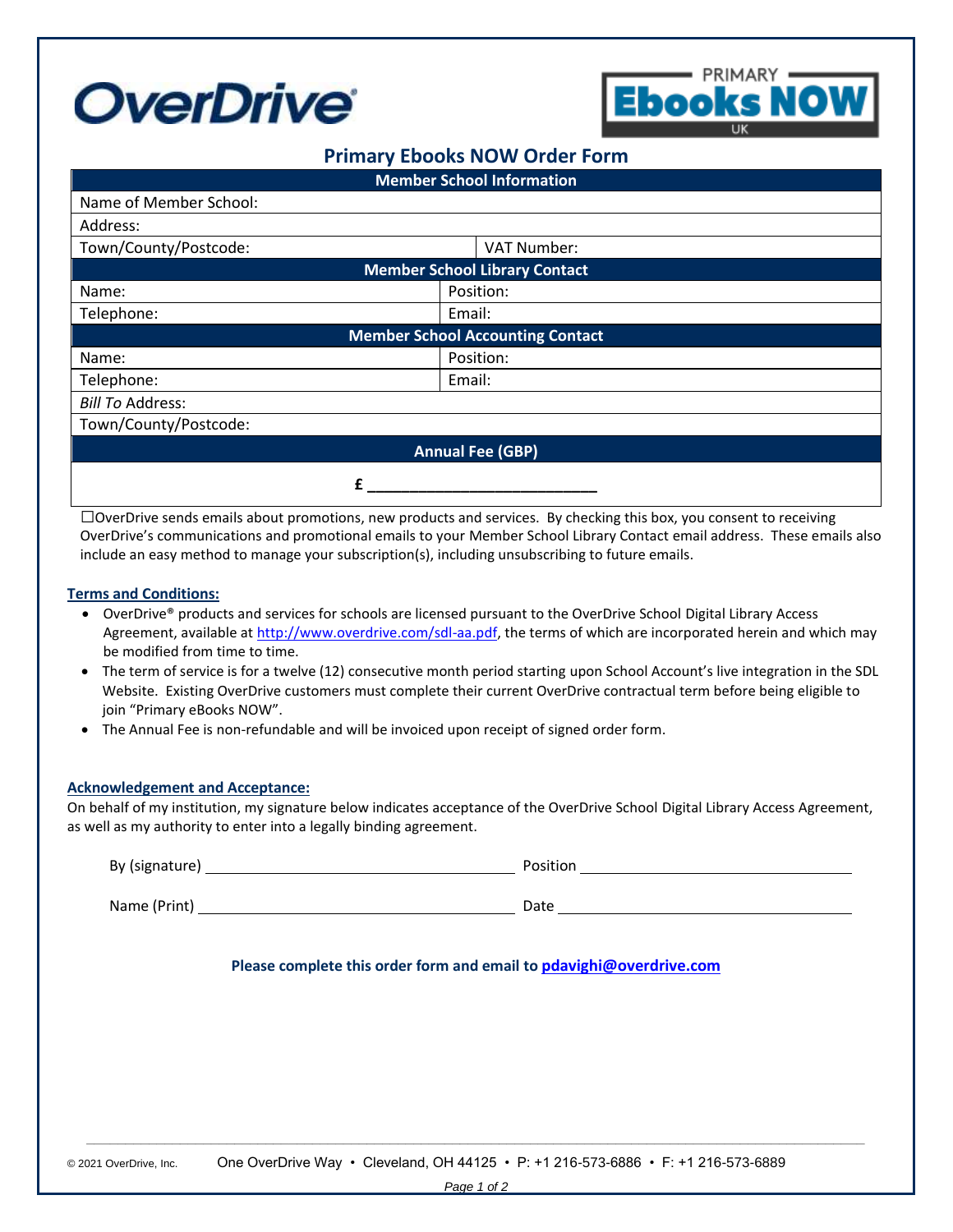# Primary Ebooks NOW Order Form

| Member School Information | |
|---|---|
| Name of Member School: | |
| Address: | |
| Town/County/Postcode: | VAT Number: |
| **Member School Library Contact** | |
| Name: | Position: |
| Telephone: | Email: |
| **Member School Accounting Contact** | |
| Name: | Position: |
| Telephone: | Email: |
| *Bill To* Address: | |
| Town/County/Postcode: | |
| **Annual Fee (GBP)** | |
| £ ___________________________ | |

☐OverDrive sends emails about promotions, new products and services. By checking this box, you consent to receiving OverDrive's communications and promotional emails to your Member School Library Contact email address. These emails also include an easy method to manage your subscription(s), including unsubscribing to future emails.

## Terms and Conditions:

- OverDrive® products and services for schools are licensed pursuant to the OverDrive School Digital Library Access Agreement, available at http://www.overdrive.com/sdl-aa.pdf, the terms of which are incorporated herein and which may be modified from time to time.
- The term of service is for a twelve (12) consecutive month period starting upon School Account's live integration in the SDL Website. Existing OverDrive customers must complete their current OverDrive contractual term before being eligible to join "Primary eBooks NOW".
- The Annual Fee is non-refundable and will be invoiced upon receipt of signed order form.

## Acknowledgement and Acceptance:

On behalf of my institution, my signature below indicates acceptance of the OverDrive School Digital Library Access Agreement, as well as my authority to enter into a legally binding agreement.

By (signature) ______________________________ Position ______________________________

Name (Print) ______________________________ Date ______________________________

**Please complete this order form and email to pdavighi@overdrive.com**

© 2021 OverDrive, Inc. One OverDrive Way • Cleveland, OH 44125 • P: +1 216-573-6886 • F: +1 216-573-6889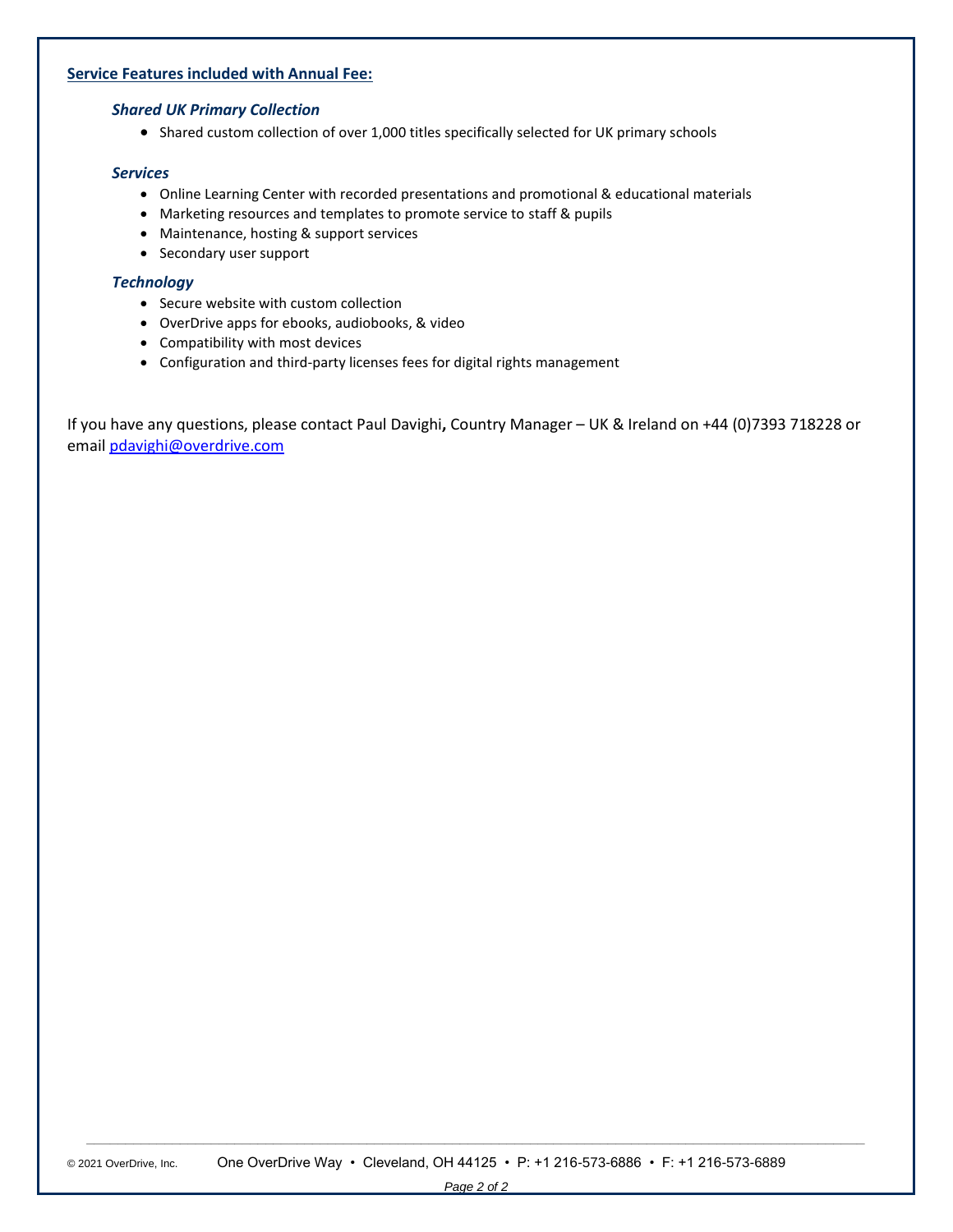## Service Features included with Annual Fee:

### *Shared UK Primary Collection*

- Shared custom collection of over 1,000 titles specifically selected for UK primary schools

### *Services*

- Online Learning Center with recorded presentations and promotional & educational materials
- Marketing resources and templates to promote service to staff & pupils
- Maintenance, hosting & support services
- Secondary user support

### *Technology*

- Secure website with custom collection
- OverDrive apps for ebooks, audiobooks, & video
- Compatibility with most devices
- Configuration and third-party licenses fees for digital rights management

If you have any questions, please contact Paul Davighi**,** Country Manager – UK & Ireland on +44 (0)7393 718228 or email pdavighi@overdrive.com

© 2021 OverDrive, Inc. One OverDrive Way • Cleveland, OH 44125 • P: +1 216-573-6886 • F: +1 216-573-6889